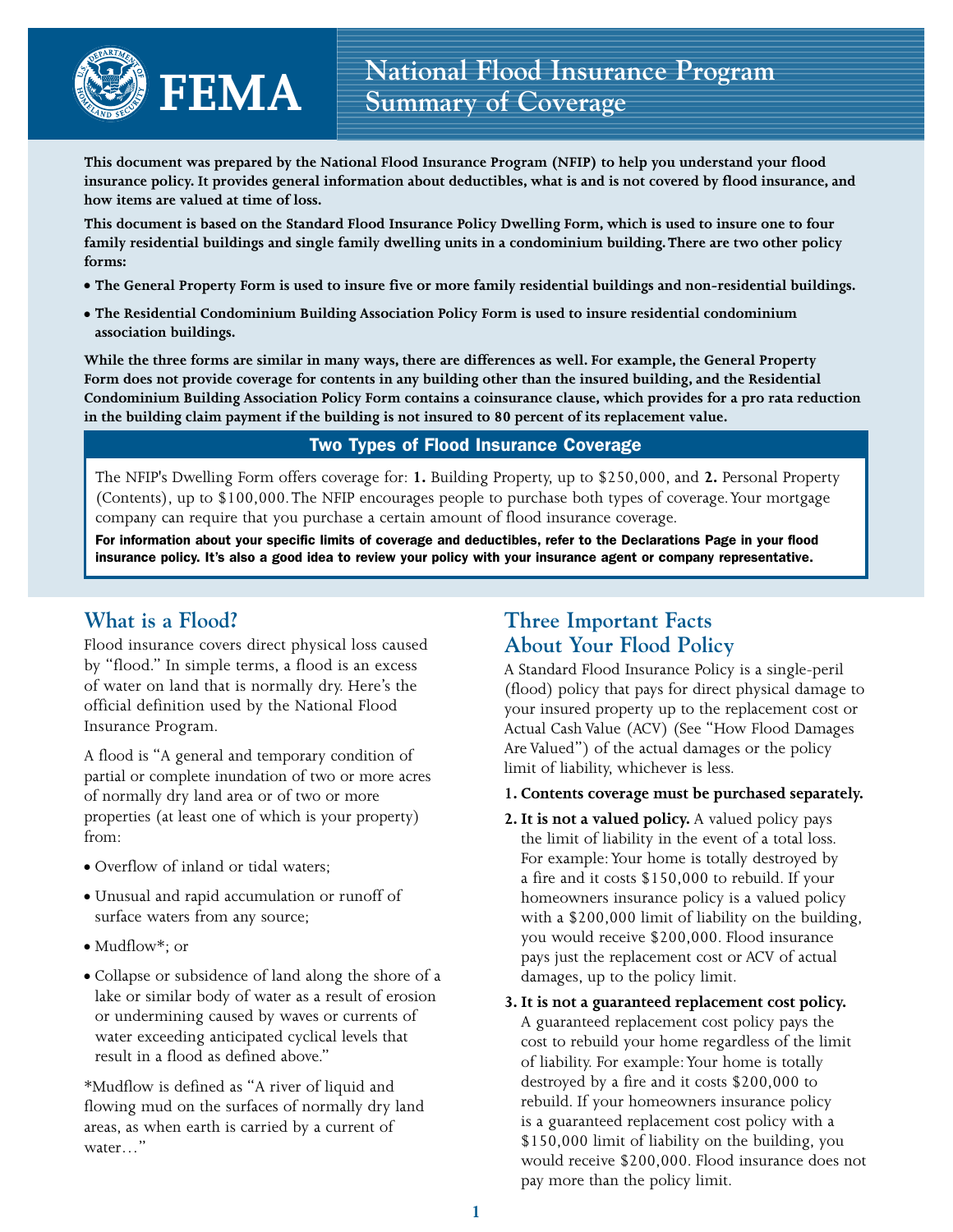# FEMA

# National Flood Insurance Program Summary of Coverage

**This document was prepared by the National Flood Insurance Program (NFIP) to help you understand your flood insurance policy. It provides general information about deductibles, what is and is not covered by flood insurance, and how items are valued at time of loss.**

**This document is based on the Standard Flood Insurance Policy Dwelling Form, which is used to insure one to four family residential buildings and single family dwelling units in a condominium building. There are two other policy forms:**

- **The General Property Form is used to insure five or more family residential buildings and non-residential buildings.**
- **The Residential Condominium Building Association Policy Form is used to insure residential condominium association buildings.**

**While the three forms are similar in many ways, there are differences as well. For example, the General Property Form does not provide coverage for contents in any building other than the insured building, and the Residential Condominium Building Association Policy Form contains a coinsurance clause, which provides for a pro rata reduction in the building claim payment if the building is not insured to 80 percent of its replacement value.**

## Two Types of Flood Insurance Coverage

The NFIP's Dwelling Form offers coverage for: **1.** Building Property, up to $250,000, and **2.** Personal Property (Contents), up to $100,000. The NFIP encourages people to purchase both types of coverage. Your mortgage company can require that you purchase a certain amount of flood insurance coverage.

**For information about your specific limits of coverage and deductibles, refer to the Declarations Page in your flood insurance policy. It's also a good idea to review your policy with your insurance agent or company representative.**

## What is a Flood?

Flood insurance covers direct physical loss caused by "flood." In simple terms, a flood is an excess of water on land that is normally dry. Here's the official definition used by the National Flood Insurance Program.

A flood is "A general and temporary condition of partial or complete inundation of two or more acres of normally dry land area or of two or more properties (at least one of which is your property) from:

- Overflow of inland or tidal waters;
- Unusual and rapid accumulation or runoff of surface waters from any source;
- Mudflow*; or
- Collapse or subsidence of land along the shore of a lake or similar body of water as a result of erosion or undermining caused by waves or currents of water exceeding anticipated cyclical levels that result in a flood as defined above."

*Mudflow is defined as "A river of liquid and flowing mud on the surfaces of normally dry land areas, as when earth is carried by a current of water…"

## Three Important Facts About Your Flood Policy

A Standard Flood Insurance Policy is a single-peril (flood) policy that pays for direct physical damage to your insured property up to the replacement cost or Actual Cash Value (ACV) (See "How Flood Damages Are Valued") of the actual damages or the policy limit of liability, whichever is less.

1. **Contents coverage must be purchased separately.**
2. **It is not a valued policy.** A valued policy pays the limit of liability in the event of a total loss. For example: Your home is totally destroyed by a fire and it costs $150,000 to rebuild. If your homeowners insurance policy is a valued policy with a $200,000 limit of liability on the building, you would receive $200,000. Flood insurance pays just the replacement cost or ACV of actual damages, up to the policy limit.
3. **It is not a guaranteed replacement cost policy.** A guaranteed replacement cost policy pays the cost to rebuild your home regardless of the limit of liability. For example: Your home is totally destroyed by a fire and it costs $200,000 to rebuild. If your homeowners insurance policy is a guaranteed replacement cost policy with a $150,000 limit of liability on the building, you would receive $200,000. Flood insurance does not pay more than the policy limit.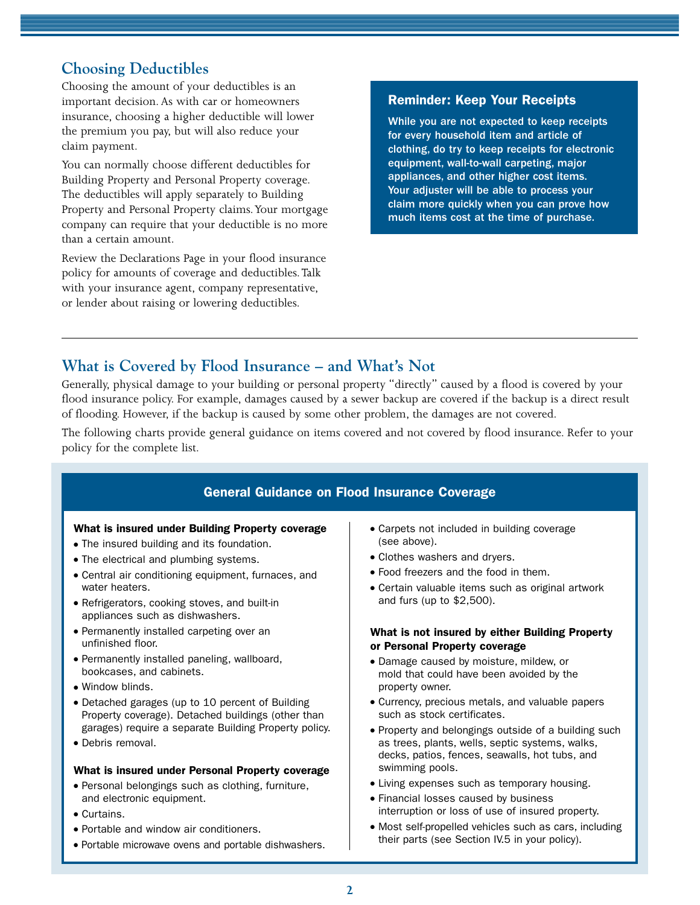## Choosing Deductibles

Choosing the amount of your deductibles is an important decision. As with car or homeowners insurance, choosing a higher deductible will lower the premium you pay, but will also reduce your claim payment.

You can normally choose different deductibles for Building Property and Personal Property coverage. The deductibles will apply separately to Building Property and Personal Property claims. Your mortgage company can require that your deductible is no more than a certain amount.

Review the Declarations Page in your flood insurance policy for amounts of coverage and deductibles. Talk with your insurance agent, company representative, or lender about raising or lowering deductibles.

### Reminder: Keep Your Receipts

**While you are not expected to keep receipts for every household item and article of clothing, do try to keep receipts for electronic equipment, wall-to-wall carpeting, major appliances, and other higher cost items. Your adjuster will be able to process your claim more quickly when you can prove how much items cost at the time of purchase.**

## What is Covered by Flood Insurance – and What's Not

Generally, physical damage to your building or personal property "directly" caused by a flood is covered by your flood insurance policy. For example, damages caused by a sewer backup are covered if the backup is a direct result of flooding. However, if the backup is caused by some other problem, the damages are not covered.

The following charts provide general guidance on items covered and not covered by flood insurance. Refer to your policy for the complete list.

### General Guidance on Flood Insurance Coverage

**What is insured under Building Property coverage**

- The insured building and its foundation.
- The electrical and plumbing systems.
- Central air conditioning equipment, furnaces, and water heaters.
- Refrigerators, cooking stoves, and built-in appliances such as dishwashers.
- Permanently installed carpeting over an unfinished floor.
- Permanently installed paneling, wallboard, bookcases, and cabinets.
- Window blinds.
- Detached garages (up to 10 percent of Building Property coverage). Detached buildings (other than garages) require a separate Building Property policy.
- Debris removal.

**What is insured under Personal Property coverage**

- Personal belongings such as clothing, furniture, and electronic equipment.
- Curtains.
- Portable and window air conditioners.
- Portable microwave ovens and portable dishwashers.
- Carpets not included in building coverage (see above).
- Clothes washers and dryers.
- Food freezers and the food in them.
- Certain valuable items such as original artwork and furs (up to $2,500).

**What is not insured by either Building Property or Personal Property coverage**

- Damage caused by moisture, mildew, or mold that could have been avoided by the property owner.
- Currency, precious metals, and valuable papers such as stock certificates.
- Property and belongings outside of a building such as trees, plants, wells, septic systems, walks, decks, patios, fences, seawalls, hot tubs, and swimming pools.
- Living expenses such as temporary housing.
- Financial losses caused by business interruption or loss of use of insured property.
- Most self-propelled vehicles such as cars, including their parts (see Section IV.5 in your policy).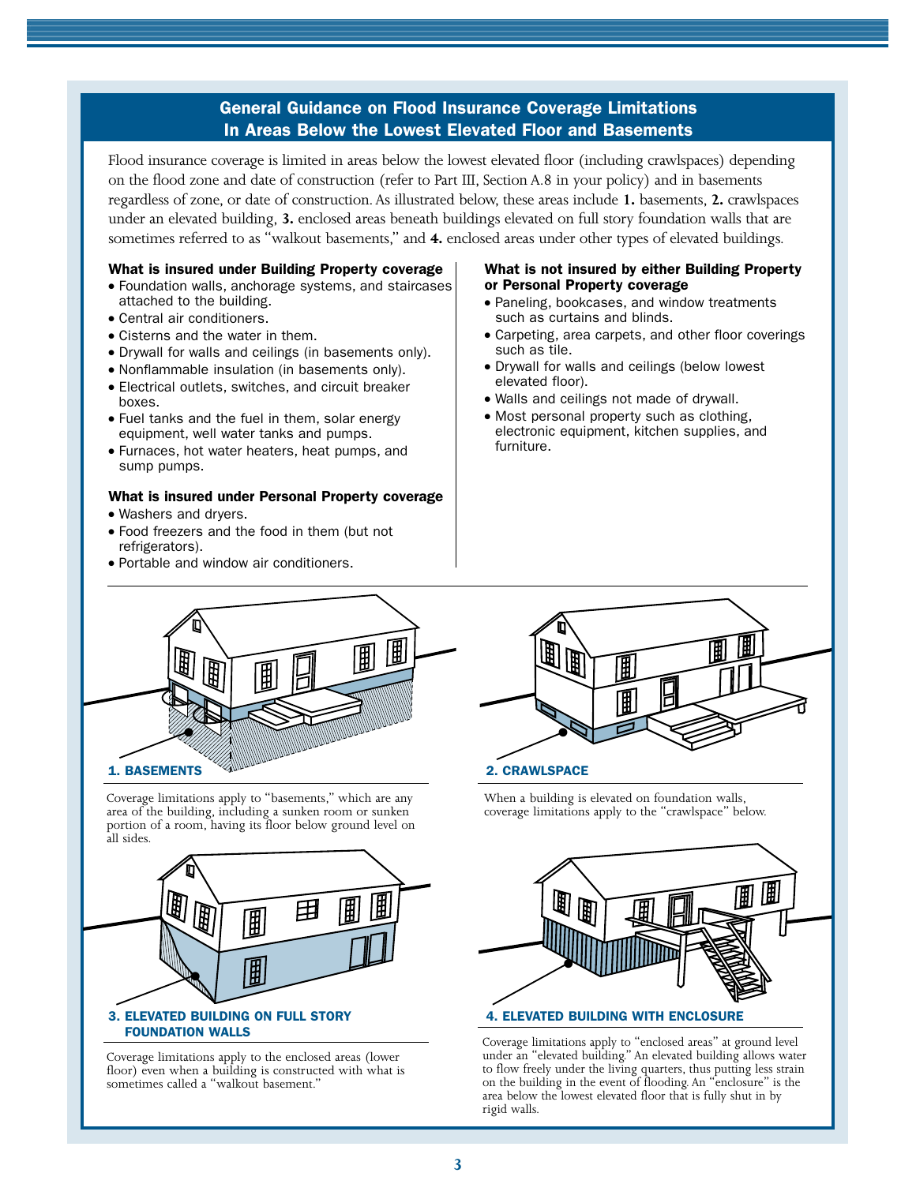## General Guidance on Flood Insurance Coverage Limitations In Areas Below the Lowest Elevated Floor and Basements

Flood insurance coverage is limited in areas below the lowest elevated floor (including crawlspaces) depending on the flood zone and date of construction (refer to Part III, Section A.8 in your policy) and in basements regardless of zone, or date of construction. As illustrated below, these areas include **1.** basements, **2.** crawlspaces under an elevated building, **3.** enclosed areas beneath buildings elevated on full story foundation walls that are sometimes referred to as "walkout basements," and **4.** enclosed areas under other types of elevated buildings.

**What is insured under Building Property coverage**

- Foundation walls, anchorage systems, and staircases attached to the building.
- Central air conditioners.
- Cisterns and the water in them.
- Drywall for walls and ceilings (in basements only).
- Nonflammable insulation (in basements only).
- Electrical outlets, switches, and circuit breaker boxes.
- Fuel tanks and the fuel in them, solar energy equipment, well water tanks and pumps.
- Furnaces, hot water heaters, heat pumps, and sump pumps.

**What is insured under Personal Property coverage**

- Washers and dryers.
- Food freezers and the food in them (but not refrigerators).
- Portable and window air conditioners.

**What is not insured by either Building Property or Personal Property coverage**

- Paneling, bookcases, and window treatments such as curtains and blinds.
- Carpeting, area carpets, and other floor coverings such as tile.
- Drywall for walls and ceilings (below lowest elevated floor).
- Walls and ceilings not made of drywall.
- Most personal property such as clothing, electronic equipment, kitchen supplies, and furniture.

**1. BASEMENTS**

Coverage limitations apply to "basements," which are any area of the building, including a sunken room or sunken portion of a room, having its floor below ground level on all sides.

**2. CRAWLSPACE**

When a building is elevated on foundation walls, coverage limitations apply to the "crawlspace" below.

**3. ELEVATED BUILDING ON FULL STORY FOUNDATION WALLS**

Coverage limitations apply to the enclosed areas (lower floor) even when a building is constructed with what is sometimes called a "walkout basement."

**4. ELEVATED BUILDING WITH ENCLOSURE**

Coverage limitations apply to "enclosed areas" at ground level under an "elevated building." An elevated building allows water to flow freely under the living quarters, thus putting less strain on the building in the event of flooding. An "enclosure" is the area below the lowest elevated floor that is fully shut in by rigid walls.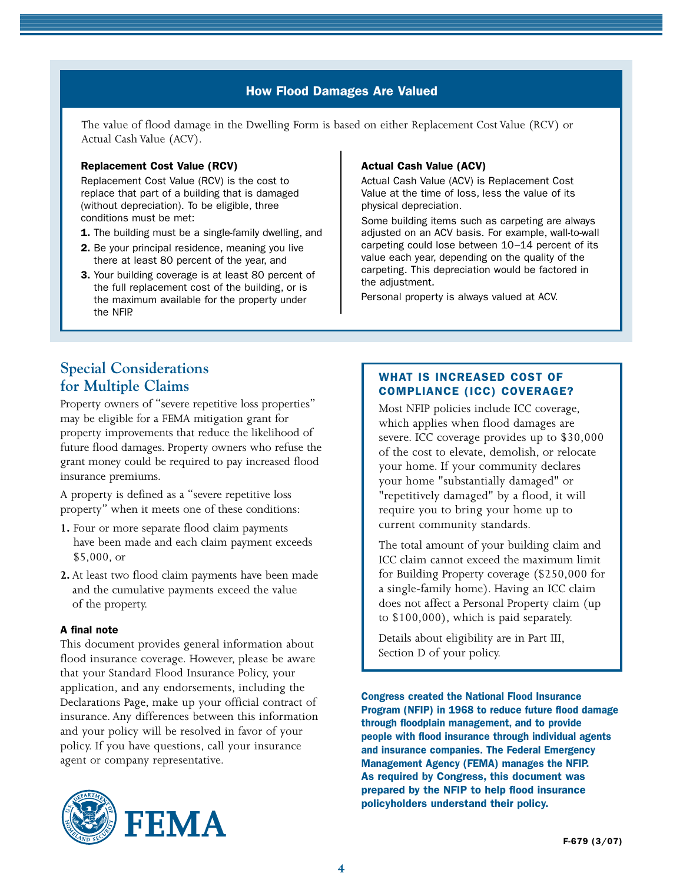## How Flood Damages Are Valued

The value of flood damage in the Dwelling Form is based on either Replacement Cost Value (RCV) or Actual Cash Value (ACV).

**Replacement Cost Value (RCV)**

Replacement Cost Value (RCV) is the cost to replace that part of a building that is damaged (without depreciation). To be eligible, three conditions must be met:

1. The building must be a single-family dwelling, and
2. Be your principal residence, meaning you live there at least 80 percent of the year, and
3. Your building coverage is at least 80 percent of the full replacement cost of the building, or is the maximum available for the property under the NFIP.

**Actual Cash Value (ACV)**

Actual Cash Value (ACV) is Replacement Cost Value at the time of loss, less the value of its physical depreciation.

Some building items such as carpeting are always adjusted on an ACV basis. For example, wall-to-wall carpeting could lose between 10–14 percent of its value each year, depending on the quality of the carpeting. This depreciation would be factored in the adjustment.

Personal property is always valued at ACV.

## Special Considerations for Multiple Claims

Property owners of "severe repetitive loss properties" may be eligible for a FEMA mitigation grant for property improvements that reduce the likelihood of future flood damages. Property owners who refuse the grant money could be required to pay increased flood insurance premiums.

A property is defined as a "severe repetitive loss property" when it meets one of these conditions:

1. Four or more separate flood claim payments have been made and each claim payment exceeds $5,000, or
2. At least two flood claim payments have been made and the cumulative payments exceed the value of the property.

**A final note**

This document provides general information about flood insurance coverage. However, please be aware that your Standard Flood Insurance Policy, your application, and any endorsements, including the Declarations Page, make up your official contract of insurance. Any differences between this information and your policy will be resolved in favor of your policy. If you have questions, call your insurance agent or company representative.

### WHAT IS INCREASED COST OF COMPLIANCE (ICC) COVERAGE?

Most NFIP policies include ICC coverage, which applies when flood damages are severe. ICC coverage provides up to $30,000 of the cost to elevate, demolish, or relocate your home. If your community declares your home "substantially damaged" or "repetitively damaged" by a flood, it will require you to bring your home up to current community standards.

The total amount of your building claim and ICC claim cannot exceed the maximum limit for Building Property coverage ($250,000 for a single-family home). Having an ICC claim does not affect a Personal Property claim (up to $100,000), which is paid separately.

Details about eligibility are in Part III, Section D of your policy.

**Congress created the National Flood Insurance Program (NFIP) in 1968 to reduce future flood damage through floodplain management, and to provide people with flood insurance through individual agents and insurance companies. The Federal Emergency Management Agency (FEMA) manages the NFIP. As required by Congress, this document was prepared by the NFIP to help flood insurance policyholders understand their policy.**

FEMA

F-679 (3/07)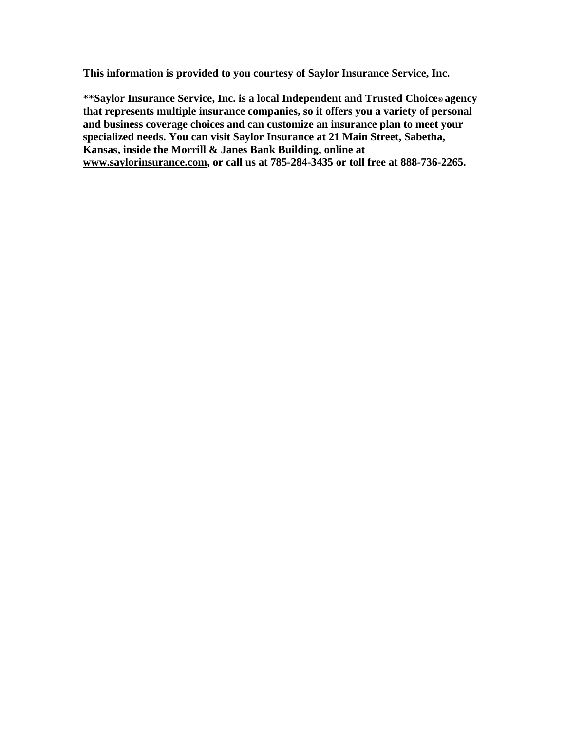**This information is provided to you courtesy of Saylor Insurance Service, Inc.**

****Saylor Insurance Service, Inc. is a local Independent and Trusted Choice® agency that represents multiple insurance companies, so it offers you a variety of personal and business coverage choices and can customize an insurance plan to meet your specialized needs. You can visit Saylor Insurance at 21 Main Street, Sabetha, Kansas, inside the Morrill & Janes Bank Building, online at www.saylorinsurance.com, or call us at 785-284-3435 or toll free at 888-736-2265.**